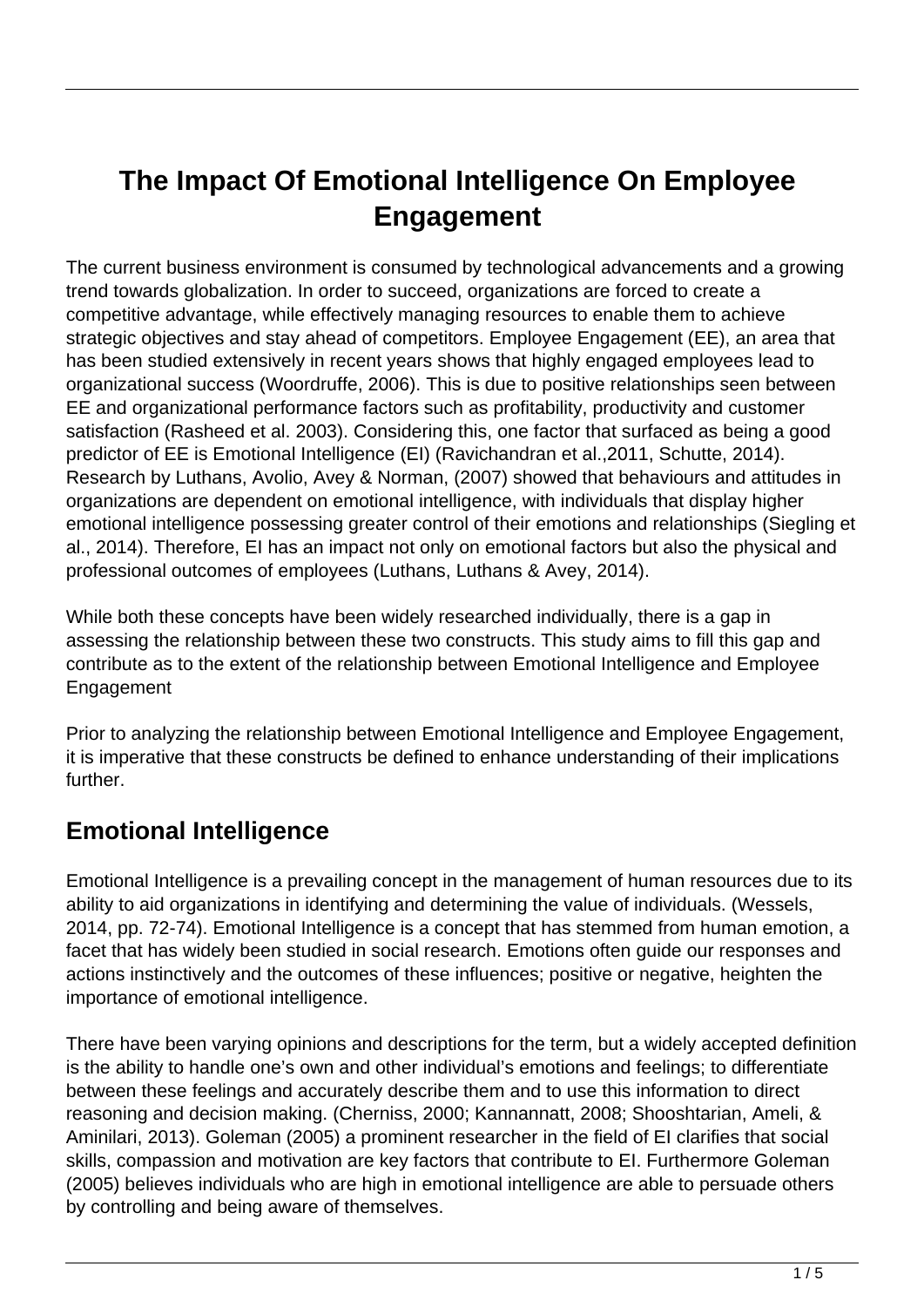# The Impact Of Emotional Intelligence On Employee Engagement

The current business environment is consumed by technological advancements and a growing trend towards globalization. In order to succeed, organizations are forced to create a competitive advantage, while effectively managing resources to enable them to achieve strategic objectives and stay ahead of competitors. Employee Engagement (EE), an area that has been studied extensively in recent years shows that highly engaged employees lead to organizational success (Woordruffe, 2006). This is due to positive relationships seen between EE and organizational performance factors such as profitability, productivity and customer satisfaction (Rasheed et al. 2003). Considering this, one factor that surfaced as being a good predictor of EE is Emotional Intelligence (EI) (Ravichandran et al.,2011, Schutte, 2014). Research by Luthans, Avolio, Avey & Norman, (2007) showed that behaviours and attitudes in organizations are dependent on emotional intelligence, with individuals that display higher emotional intelligence possessing greater control of their emotions and relationships (Siegling et al., 2014). Therefore, EI has an impact not only on emotional factors but also the physical and professional outcomes of employees (Luthans, Luthans & Avey, 2014).

While both these concepts have been widely researched individually, there is a gap in assessing the relationship between these two constructs. This study aims to fill this gap and contribute as to the extent of the relationship between Emotional Intelligence and Employee Engagement

Prior to analyzing the relationship between Emotional Intelligence and Employee Engagement, it is imperative that these constructs be defined to enhance understanding of their implications further.

## Emotional Intelligence

Emotional Intelligence is a prevailing concept in the management of human resources due to its ability to aid organizations in identifying and determining the value of individuals. (Wessels, 2014, pp. 72-74). Emotional Intelligence is a concept that has stemmed from human emotion, a facet that has widely been studied in social research. Emotions often guide our responses and actions instinctively and the outcomes of these influences; positive or negative, heighten the importance of emotional intelligence.

There have been varying opinions and descriptions for the term, but a widely accepted definition is the ability to handle one's own and other individual's emotions and feelings; to differentiate between these feelings and accurately describe them and to use this information to direct reasoning and decision making. (Cherniss, 2000; Kannannatt, 2008; Shooshtarian, Ameli, & Aminilari, 2013). Goleman (2005) a prominent researcher in the field of EI clarifies that social skills, compassion and motivation are key factors that contribute to EI. Furthermore Goleman (2005) believes individuals who are high in emotional intelligence are able to persuade others by controlling and being aware of themselves.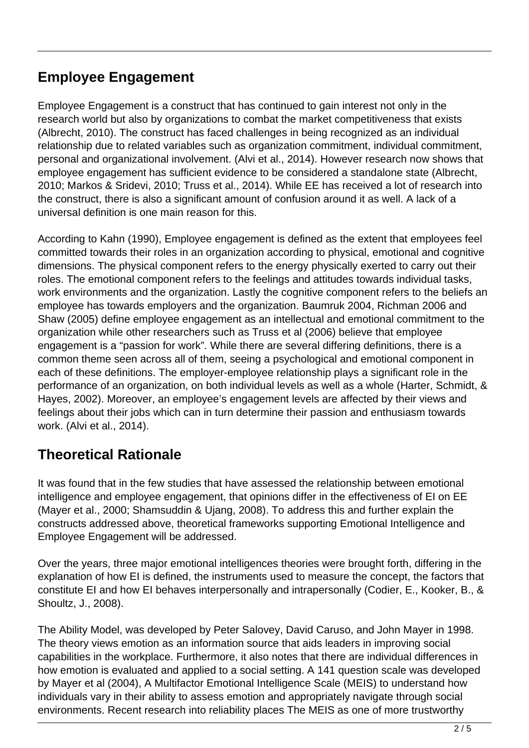## Employee Engagement

Employee Engagement is a construct that has continued to gain interest not only in the research world but also by organizations to combat the market competitiveness that exists (Albrecht, 2010). The construct has faced challenges in being recognized as an individual relationship due to related variables such as organization commitment, individual commitment, personal and organizational involvement. (Alvi et al., 2014). However research now shows that employee engagement has sufficient evidence to be considered a standalone state (Albrecht, 2010; Markos & Sridevi, 2010; Truss et al., 2014). While EE has received a lot of research into the construct, there is also a significant amount of confusion around it as well. A lack of a universal definition is one main reason for this.

According to Kahn (1990), Employee engagement is defined as the extent that employees feel committed towards their roles in an organization according to physical, emotional and cognitive dimensions. The physical component refers to the energy physically exerted to carry out their roles. The emotional component refers to the feelings and attitudes towards individual tasks, work environments and the organization. Lastly the cognitive component refers to the beliefs an employee has towards employers and the organization. Baumruk 2004, Richman 2006 and Shaw (2005) define employee engagement as an intellectual and emotional commitment to the organization while other researchers such as Truss et al (2006) believe that employee engagement is a "passion for work". While there are several differing definitions, there is a common theme seen across all of them, seeing a psychological and emotional component in each of these definitions. The employer-employee relationship plays a significant role in the performance of an organization, on both individual levels as well as a whole (Harter, Schmidt, & Hayes, 2002). Moreover, an employee's engagement levels are affected by their views and feelings about their jobs which can in turn determine their passion and enthusiasm towards work. (Alvi et al., 2014).

## Theoretical Rationale

It was found that in the few studies that have assessed the relationship between emotional intelligence and employee engagement, that opinions differ in the effectiveness of EI on EE (Mayer et al., 2000; Shamsuddin & Ujang, 2008). To address this and further explain the constructs addressed above, theoretical frameworks supporting Emotional Intelligence and Employee Engagement will be addressed.

Over the years, three major emotional intelligences theories were brought forth, differing in the explanation of how EI is defined, the instruments used to measure the concept, the factors that constitute EI and how EI behaves interpersonally and intrapersonally (Codier, E., Kooker, B., & Shoultz, J., 2008).

The Ability Model, was developed by Peter Salovey, David Caruso, and John Mayer in 1998. The theory views emotion as an information source that aids leaders in improving social capabilities in the workplace. Furthermore, it also notes that there are individual differences in how emotion is evaluated and applied to a social setting. A 141 question scale was developed by Mayer et al (2004), A Multifactor Emotional Intelligence Scale (MEIS) to understand how individuals vary in their ability to assess emotion and appropriately navigate through social environments. Recent research into reliability places The MEIS as one of more trustworthy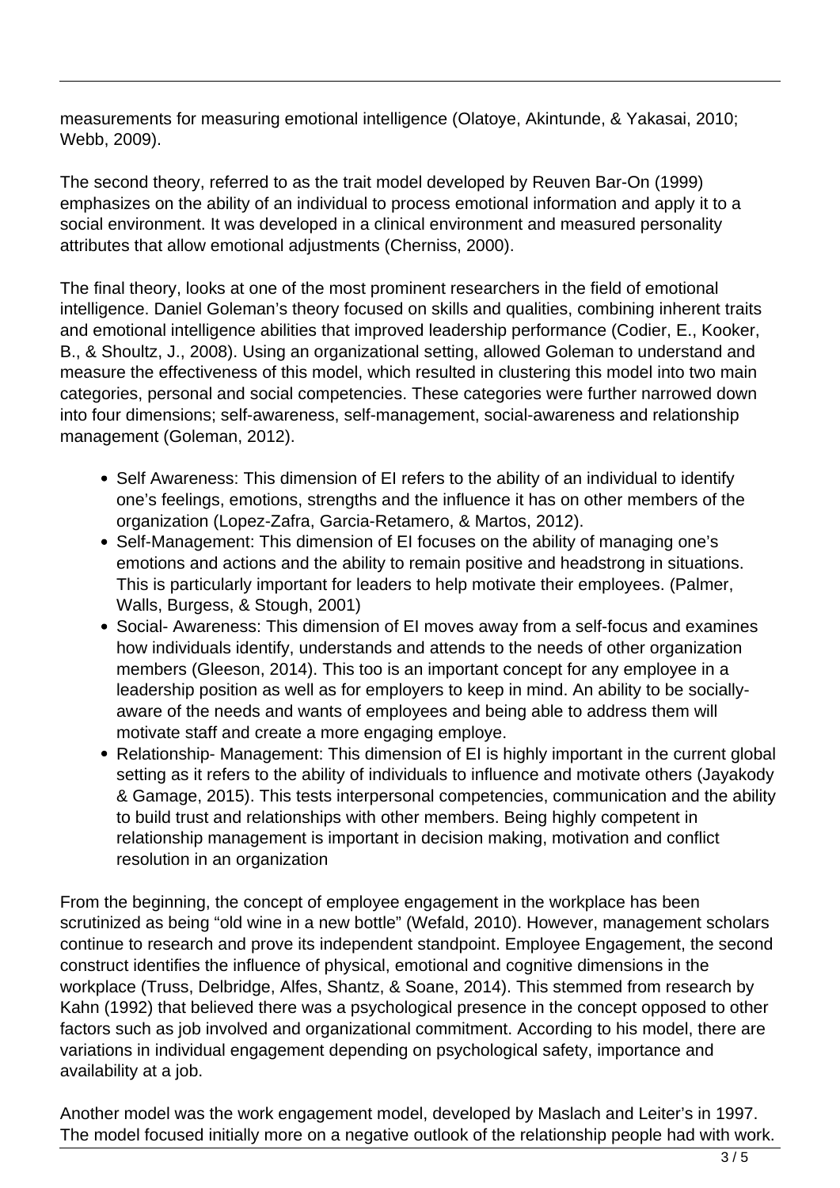measurements for measuring emotional intelligence (Olatoye, Akintunde, & Yakasai, 2010; Webb, 2009).

The second theory, referred to as the trait model developed by Reuven Bar-On (1999) emphasizes on the ability of an individual to process emotional information and apply it to a social environment. It was developed in a clinical environment and measured personality attributes that allow emotional adjustments (Cherniss, 2000).

The final theory, looks at one of the most prominent researchers in the field of emotional intelligence. Daniel Goleman's theory focused on skills and qualities, combining inherent traits and emotional intelligence abilities that improved leadership performance (Codier, E., Kooker, B., & Shoultz, J., 2008). Using an organizational setting, allowed Goleman to understand and measure the effectiveness of this model, which resulted in clustering this model into two main categories, personal and social competencies. These categories were further narrowed down into four dimensions; self-awareness, self-management, social-awareness and relationship management (Goleman, 2012).

- Self Awareness: This dimension of EI refers to the ability of an individual to identify one's feelings, emotions, strengths and the influence it has on other members of the organization (Lopez-Zafra, Garcia-Retamero, & Martos, 2012).
- Self-Management: This dimension of EI focuses on the ability of managing one's emotions and actions and the ability to remain positive and headstrong in situations. This is particularly important for leaders to help motivate their employees. (Palmer, Walls, Burgess, & Stough, 2001)
- Social- Awareness: This dimension of EI moves away from a self-focus and examines how individuals identify, understands and attends to the needs of other organization members (Gleeson, 2014). This too is an important concept for any employee in a leadership position as well as for employers to keep in mind. An ability to be socially-aware of the needs and wants of employees and being able to address them will motivate staff and create a more engaging employe.
- Relationship- Management: This dimension of EI is highly important in the current global setting as it refers to the ability of individuals to influence and motivate others (Jayakody & Gamage, 2015). This tests interpersonal competencies, communication and the ability to build trust and relationships with other members. Being highly competent in relationship management is important in decision making, motivation and conflict resolution in an organization

From the beginning, the concept of employee engagement in the workplace has been scrutinized as being "old wine in a new bottle" (Wefald, 2010). However, management scholars continue to research and prove its independent standpoint. Employee Engagement, the second construct identifies the influence of physical, emotional and cognitive dimensions in the workplace (Truss, Delbridge, Alfes, Shantz, & Soane, 2014). This stemmed from research by Kahn (1992) that believed there was a psychological presence in the concept opposed to other factors such as job involved and organizational commitment. According to his model, there are variations in individual engagement depending on psychological safety, importance and availability at a job.

Another model was the work engagement model, developed by Maslach and Leiter's in 1997. The model focused initially more on a negative outlook of the relationship people had with work.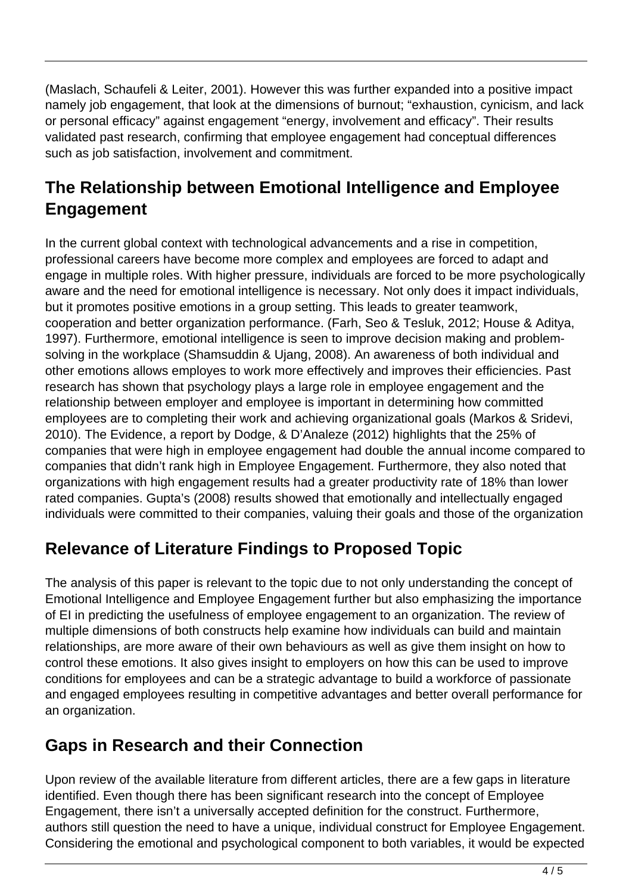(Maslach, Schaufeli & Leiter, 2001). However this was further expanded into a positive impact namely job engagement, that look at the dimensions of burnout; "exhaustion, cynicism, and lack or personal efficacy" against engagement "energy, involvement and efficacy". Their results validated past research, confirming that employee engagement had conceptual differences such as job satisfaction, involvement and commitment.

## The Relationship between Emotional Intelligence and Employee Engagement

In the current global context with technological advancements and a rise in competition, professional careers have become more complex and employees are forced to adapt and engage in multiple roles. With higher pressure, individuals are forced to be more psychologically aware and the need for emotional intelligence is necessary. Not only does it impact individuals, but it promotes positive emotions in a group setting. This leads to greater teamwork, cooperation and better organization performance. (Farh, Seo & Tesluk, 2012; House & Aditya, 1997). Furthermore, emotional intelligence is seen to improve decision making and problem-solving in the workplace (Shamsuddin & Ujang, 2008). An awareness of both individual and other emotions allows employes to work more effectively and improves their efficiencies. Past research has shown that psychology plays a large role in employee engagement and the relationship between employer and employee is important in determining how committed employees are to completing their work and achieving organizational goals (Markos & Sridevi, 2010). The Evidence, a report by Dodge, & D'Analeze (2012) highlights that the 25% of companies that were high in employee engagement had double the annual income compared to companies that didn't rank high in Employee Engagement. Furthermore, they also noted that organizations with high engagement results had a greater productivity rate of 18% than lower rated companies. Gupta's (2008) results showed that emotionally and intellectually engaged individuals were committed to their companies, valuing their goals and those of the organization

## Relevance of Literature Findings to Proposed Topic

The analysis of this paper is relevant to the topic due to not only understanding the concept of Emotional Intelligence and Employee Engagement further but also emphasizing the importance of EI in predicting the usefulness of employee engagement to an organization. The review of multiple dimensions of both constructs help examine how individuals can build and maintain relationships, are more aware of their own behaviours as well as give them insight on how to control these emotions. It also gives insight to employers on how this can be used to improve conditions for employees and can be a strategic advantage to build a workforce of passionate and engaged employees resulting in competitive advantages and better overall performance for an organization.

## Gaps in Research and their Connection

Upon review of the available literature from different articles, there are a few gaps in literature identified. Even though there has been significant research into the concept of Employee Engagement, there isn't a universally accepted definition for the construct. Furthermore, authors still question the need to have a unique, individual construct for Employee Engagement. Considering the emotional and psychological component to both variables, it would be expected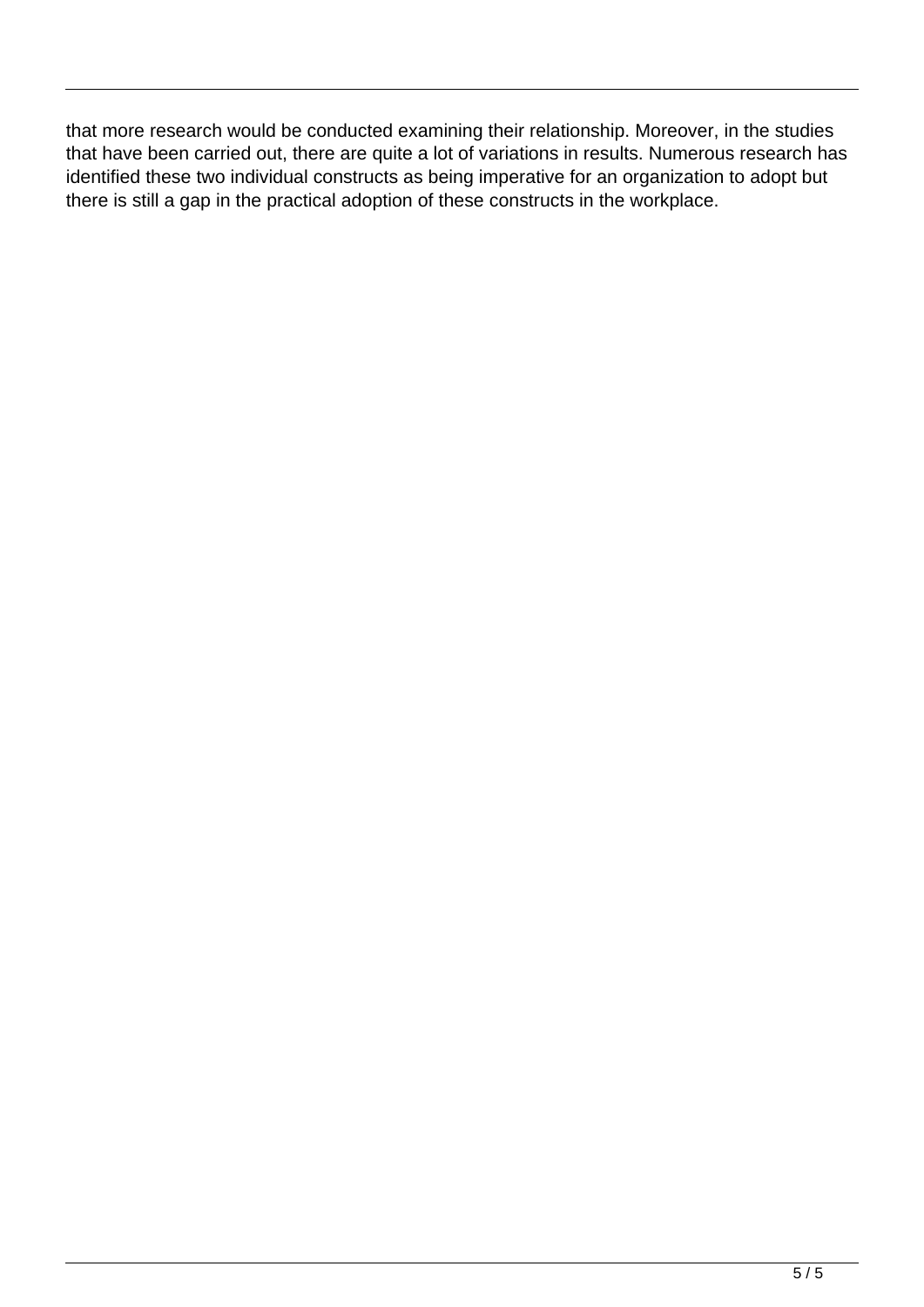that more research would be conducted examining their relationship. Moreover, in the studies that have been carried out, there are quite a lot of variations in results. Numerous research has identified these two individual constructs as being imperative for an organization to adopt but there is still a gap in the practical adoption of these constructs in the workplace.